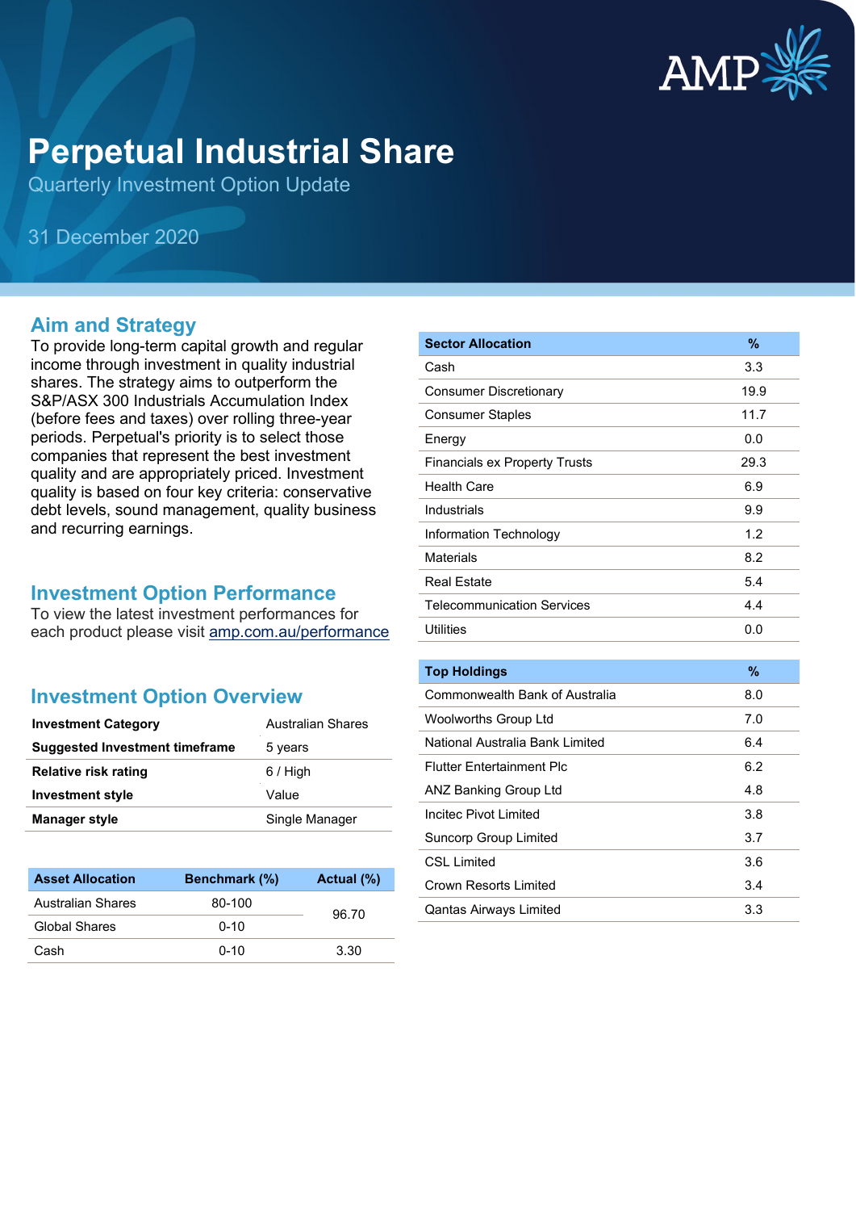# Perpetual Industrial Share

Quarterly Investment Option Update

31 December 2020

## Aim and Strategy

To provide long-term capital growth and regular income through investment in quality industrial shares. The strategy aims to outperform the S&P/ASX 300 Industrials Accumulation Index (before fees and taxes) over rolling three-year periods. Perpetual's priority is to select those companies that represent the best investment quality and are appropriately priced. Investment quality is based on four key criteria: conservative debt levels, sound management, quality business and recurring earnings.

## Investment Option Performance

To view the latest investment performances for each product please visit amp.com.au/performance

## Investment Option Overview

| | |
|---|---|
| **Investment Category** | Australian Shares |
| **Suggested Investment timeframe** | 5 years |
| **Relative risk rating** | 6 / High |
| **Investment style** | Value |
| **Manager style** | Single Manager |

| Asset Allocation | Benchmark (%) | Actual (%) |
|---|---|---|
| Australian Shares | 80-100 | 96.70 |
| Global Shares | 0-10 | |
| Cash | 0-10 | 3.30 |

| Sector Allocation | % |
|---|---|
| Cash | 3.3 |
| Consumer Discretionary | 19.9 |
| Consumer Staples | 11.7 |
| Energy | 0.0 |
| Financials ex Property Trusts | 29.3 |
| Health Care | 6.9 |
| Industrials | 9.9 |
| Information Technology | 1.2 |
| Materials | 8.2 |
| Real Estate | 5.4 |
| Telecommunication Services | 4.4 |
| Utilities | 0.0 |

| Top Holdings | % |
|---|---|
| Commonwealth Bank of Australia | 8.0 |
| Woolworths Group Ltd | 7.0 |
| National Australia Bank Limited | 6.4 |
| Flutter Entertainment Plc | 6.2 |
| ANZ Banking Group Ltd | 4.8 |
| Incitec Pivot Limited | 3.8 |
| Suncorp Group Limited | 3.7 |
| CSL Limited | 3.6 |
| Crown Resorts Limited | 3.4 |
| Qantas Airways Limited | 3.3 |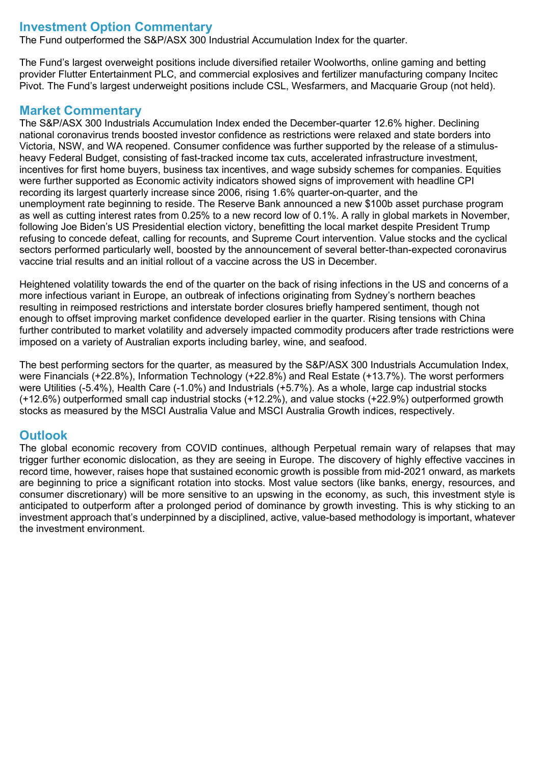## Investment Option Commentary

The Fund outperformed the S&P/ASX 300 Industrial Accumulation Index for the quarter.

The Fund's largest overweight positions include diversified retailer Woolworths, online gaming and betting provider Flutter Entertainment PLC, and commercial explosives and fertilizer manufacturing company Incitec Pivot. The Fund's largest underweight positions include CSL, Wesfarmers, and Macquarie Group (not held).

## Market Commentary

The S&P/ASX 300 Industrials Accumulation Index ended the December-quarter 12.6% higher. Declining national coronavirus trends boosted investor confidence as restrictions were relaxed and state borders into Victoria, NSW, and WA reopened. Consumer confidence was further supported by the release of a stimulus-heavy Federal Budget, consisting of fast-tracked income tax cuts, accelerated infrastructure investment, incentives for first home buyers, business tax incentives, and wage subsidy schemes for companies. Equities were further supported as Economic activity indicators showed signs of improvement with headline CPI recording its largest quarterly increase since 2006, rising 1.6% quarter-on-quarter, and the unemployment rate beginning to reside. The Reserve Bank announced a new $100b asset purchase program as well as cutting interest rates from 0.25% to a new record low of 0.1%. A rally in global markets in November, following Joe Biden's US Presidential election victory, benefitting the local market despite President Trump refusing to concede defeat, calling for recounts, and Supreme Court intervention. Value stocks and the cyclical sectors performed particularly well, boosted by the announcement of several better-than-expected coronavirus vaccine trial results and an initial rollout of a vaccine across the US in December.

Heightened volatility towards the end of the quarter on the back of rising infections in the US and concerns of a more infectious variant in Europe, an outbreak of infections originating from Sydney's northern beaches resulting in reimposed restrictions and interstate border closures briefly hampered sentiment, though not enough to offset improving market confidence developed earlier in the quarter. Rising tensions with China further contributed to market volatility and adversely impacted commodity producers after trade restrictions were imposed on a variety of Australian exports including barley, wine, and seafood.

The best performing sectors for the quarter, as measured by the S&P/ASX 300 Industrials Accumulation Index, were Financials (+22.8%), Information Technology (+22.8%) and Real Estate (+13.7%). The worst performers were Utilities (-5.4%), Health Care (-1.0%) and Industrials (+5.7%). As a whole, large cap industrial stocks (+12.6%) outperformed small cap industrial stocks (+12.2%), and value stocks (+22.9%) outperformed growth stocks as measured by the MSCI Australia Value and MSCI Australia Growth indices, respectively.

## Outlook

The global economic recovery from COVID continues, although Perpetual remain wary of relapses that may trigger further economic dislocation, as they are seeing in Europe. The discovery of highly effective vaccines in record time, however, raises hope that sustained economic growth is possible from mid-2021 onward, as markets are beginning to price a significant rotation into stocks. Most value sectors (like banks, energy, resources, and consumer discretionary) will be more sensitive to an upswing in the economy, as such, this investment style is anticipated to outperform after a prolonged period of dominance by growth investing. This is why sticking to an investment approach that's underpinned by a disciplined, active, value-based methodology is important, whatever the investment environment.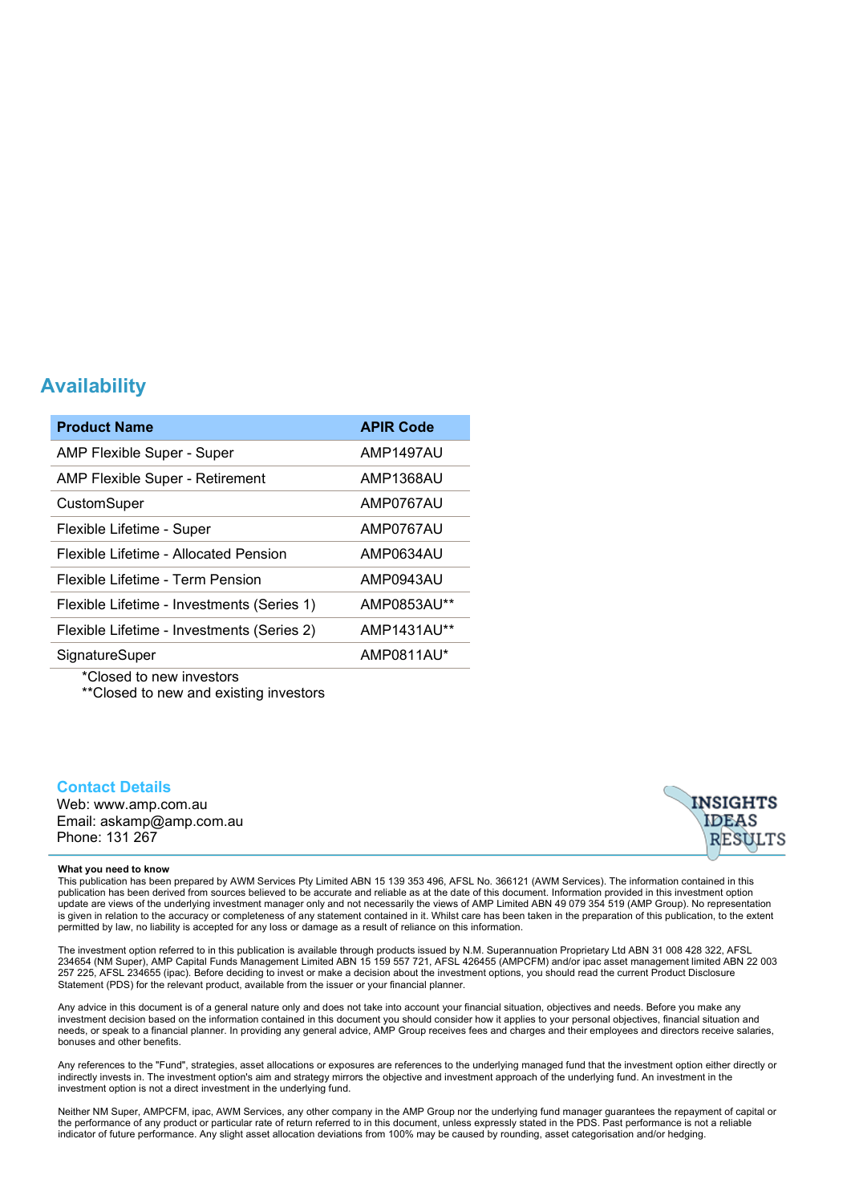## Availability

| Product Name | APIR Code |
|---|---|
| AMP Flexible Super - Super | AMP1497AU |
| AMP Flexible Super - Retirement | AMP1368AU |
| CustomSuper | AMP0767AU |
| Flexible Lifetime - Super | AMP0767AU |
| Flexible Lifetime - Allocated Pension | AMP0634AU |
| Flexible Lifetime - Term Pension | AMP0943AU |
| Flexible Lifetime - Investments (Series 1) | AMP0853AU** |
| Flexible Lifetime - Investments (Series 2) | AMP1431AU** |
| SignatureSuper | AMP0811AU* |

*Closed to new investors
**Closed to new and existing investors

### Contact Details

Web: www.amp.com.au
Email: askamp@amp.com.au
Phone: 131 267

INSIGHTS
IDEAS
RESULTS

**What you need to know**

This publication has been prepared by AWM Services Pty Limited ABN 15 139 353 496, AFSL No. 366121 (AWM Services). The information contained in this publication has been derived from sources believed to be accurate and reliable as at the date of this document. Information provided in this investment option update are views of the underlying investment manager only and not necessarily the views of AMP Limited ABN 49 079 354 519 (AMP Group). No representation is given in relation to the accuracy or completeness of any statement contained in it. Whilst care has been taken in the preparation of this publication, to the extent permitted by law, no liability is accepted for any loss or damage as a result of reliance on this information.

The investment option referred to in this publication is available through products issued by N.M. Superannuation Proprietary Ltd ABN 31 008 428 322, AFSL 234654 (NM Super), AMP Capital Funds Management Limited ABN 15 159 557 721, AFSL 426455 (AMPCFM) and/or ipac asset management limited ABN 22 003 257 225, AFSL 234655 (ipac). Before deciding to invest or make a decision about the investment options, you should read the current Product Disclosure Statement (PDS) for the relevant product, available from the issuer or your financial planner.

Any advice in this document is of a general nature only and does not take into account your financial situation, objectives and needs. Before you make any investment decision based on the information contained in this document you should consider how it applies to your personal objectives, financial situation and needs, or speak to a financial planner. In providing any general advice, AMP Group receives fees and charges and their employees and directors receive salaries, bonuses and other benefits.

Any references to the "Fund", strategies, asset allocations or exposures are references to the underlying managed fund that the investment option either directly or indirectly invests in. The investment option's aim and strategy mirrors the objective and investment approach of the underlying fund. An investment in the investment option is not a direct investment in the underlying fund.

Neither NM Super, AMPCFM, ipac, AWM Services, any other company in the AMP Group nor the underlying fund manager guarantees the repayment of capital or the performance of any product or particular rate of return referred to in this document, unless expressly stated in the PDS. Past performance is not a reliable indicator of future performance. Any slight asset allocation deviations from 100% may be caused by rounding, asset categorisation and/or hedging.